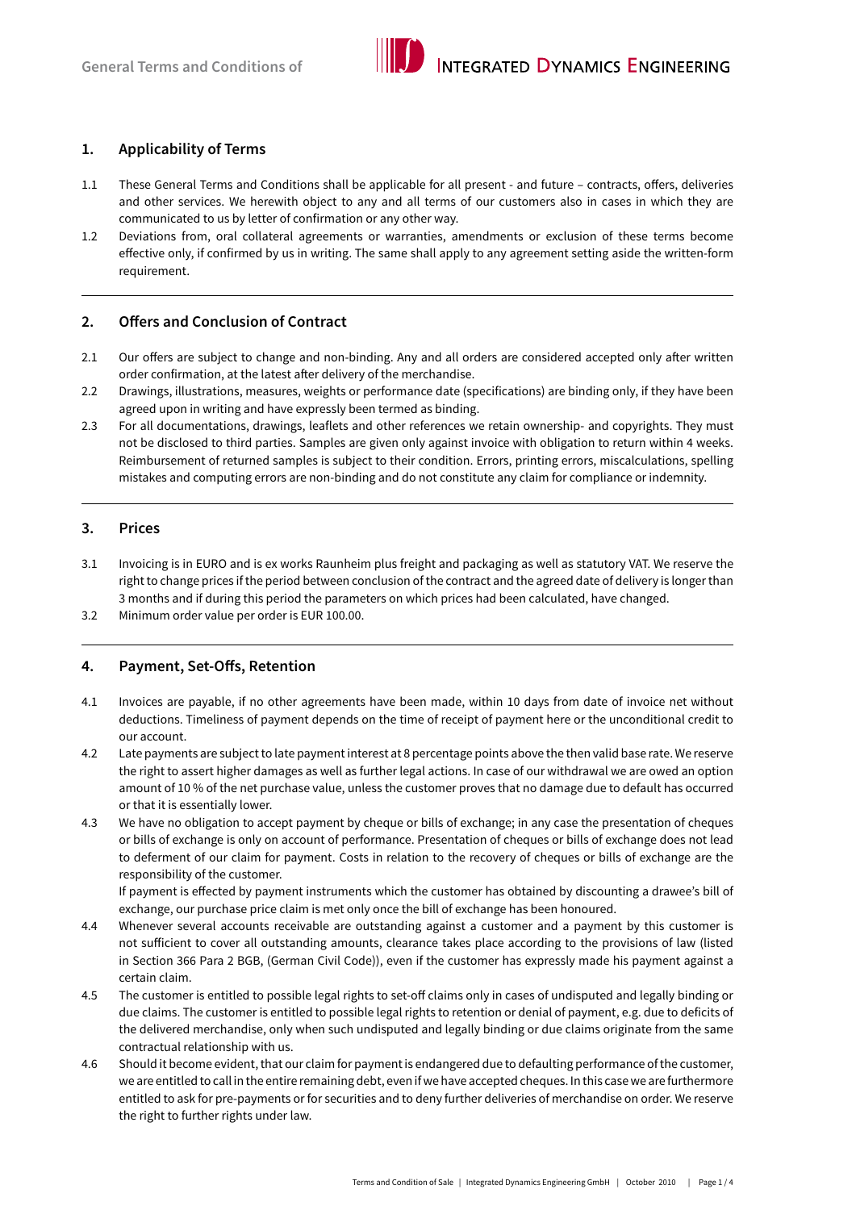General Terms and Conditions of INTEGRATED DYNAMICS ENGINEERING

## 1. Applicability of Terms

1.1 These General Terms and Conditions shall be applicable for all present - and future – contracts, offers, deliveries and other services. We herewith object to any and all terms of our customers also in cases in which they are communicated to us by letter of confirmation or any other way.

1.2 Deviations from, oral collateral agreements or warranties, amendments or exclusion of these terms become effective only, if confirmed by us in writing. The same shall apply to any agreement setting aside the written-form requirement.

## 2. Offers and Conclusion of Contract

2.1 Our offers are subject to change and non-binding. Any and all orders are considered accepted only after written order confirmation, at the latest after delivery of the merchandise.

2.2 Drawings, illustrations, measures, weights or performance date (specifications) are binding only, if they have been agreed upon in writing and have expressly been termed as binding.

2.3 For all documentations, drawings, leaflets and other references we retain ownership- and copyrights. They must not be disclosed to third parties. Samples are given only against invoice with obligation to return within 4 weeks. Reimbursement of returned samples is subject to their condition. Errors, printing errors, miscalculations, spelling mistakes and computing errors are non-binding and do not constitute any claim for compliance or indemnity.

## 3. Prices

3.1 Invoicing is in EURO and is ex works Raunheim plus freight and packaging as well as statutory VAT. We reserve the right to change prices if the period between conclusion of the contract and the agreed date of delivery is longer than 3 months and if during this period the parameters on which prices had been calculated, have changed.

3.2 Minimum order value per order is EUR 100.00.

## 4. Payment, Set-Offs, Retention

4.1 Invoices are payable, if no other agreements have been made, within 10 days from date of invoice net without deductions. Timeliness of payment depends on the time of receipt of payment here or the unconditional credit to our account.

4.2 Late payments are subject to late payment interest at 8 percentage points above the then valid base rate. We reserve the right to assert higher damages as well as further legal actions. In case of our withdrawal we are owed an option amount of 10 % of the net purchase value, unless the customer proves that no damage due to default has occurred or that it is essentially lower.

4.3 We have no obligation to accept payment by cheque or bills of exchange; in any case the presentation of cheques or bills of exchange is only on account of performance. Presentation of cheques or bills of exchange does not lead to deferment of our claim for payment. Costs in relation to the recovery of cheques or bills of exchange are the responsibility of the customer.
If payment is effected by payment instruments which the customer has obtained by discounting a drawee's bill of exchange, our purchase price claim is met only once the bill of exchange has been honoured.

4.4 Whenever several accounts receivable are outstanding against a customer and a payment by this customer is not sufficient to cover all outstanding amounts, clearance takes place according to the provisions of law (listed in Section 366 Para 2 BGB, (German Civil Code)), even if the customer has expressly made his payment against a certain claim.

4.5 The customer is entitled to possible legal rights to set-off claims only in cases of undisputed and legally binding or due claims. The customer is entitled to possible legal rights to retention or denial of payment, e.g. due to deficits of the delivered merchandise, only when such undisputed and legally binding or due claims originate from the same contractual relationship with us.

4.6 Should it become evident, that our claim for payment is endangered due to defaulting performance of the customer, we are entitled to call in the entire remaining debt, even if we have accepted cheques. In this case we are furthermore entitled to ask for pre-payments or for securities and to deny further deliveries of merchandise on order. We reserve the right to further rights under law.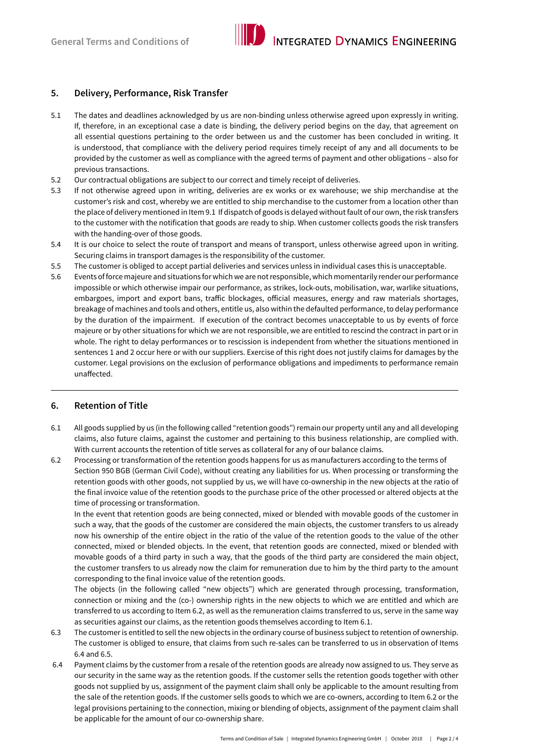## 5. Delivery, Performance, Risk Transfer

5.1 The dates and deadlines acknowledged by us are non-binding unless otherwise agreed upon expressly in writing. If, therefore, in an exceptional case a date is binding, the delivery period begins on the day, that agreement on all essential questions pertaining to the order between us and the customer has been concluded in writing. It is understood, that compliance with the delivery period requires timely receipt of any and all documents to be provided by the customer as well as compliance with the agreed terms of payment and other obligations – also for previous transactions.

5.2 Our contractual obligations are subject to our correct and timely receipt of deliveries.

5.3 If not otherwise agreed upon in writing, deliveries are ex works or ex warehouse; we ship merchandise at the customer's risk and cost, whereby we are entitled to ship merchandise to the customer from a location other than the place of delivery mentioned in Item 9.1 If dispatch of goods is delayed without fault of our own, the risk transfers to the customer with the notification that goods are ready to ship. When customer collects goods the risk transfers with the handing-over of those goods.

5.4 It is our choice to select the route of transport and means of transport, unless otherwise agreed upon in writing. Securing claims in transport damages is the responsibility of the customer.

5.5 The customer is obliged to accept partial deliveries and services unless in individual cases this is unacceptable.

5.6 Events of force majeure and situations for which we are not responsible, which momentarily render our performance impossible or which otherwise impair our performance, as strikes, lock-outs, mobilisation, war, warlike situations, embargoes, import and export bans, traffic blockages, official measures, energy and raw materials shortages, breakage of machines and tools and others, entitle us, also within the defaulted performance, to delay performance by the duration of the impairment. If execution of the contract becomes unacceptable to us by events of force majeure or by other situations for which we are not responsible, we are entitled to rescind the contract in part or in whole. The right to delay performances or to rescission is independent from whether the situations mentioned in sentences 1 and 2 occur here or with our suppliers. Exercise of this right does not justify claims for damages by the customer. Legal provisions on the exclusion of performance obligations and impediments to performance remain unaffected.

---

## 6. Retention of Title

6.1 All goods supplied by us (in the following called "retention goods") remain our property until any and all developing claims, also future claims, against the customer and pertaining to this business relationship, are complied with. With current accounts the retention of title serves as collateral for any of our balance claims.

6.2 Processing or transformation of the retention goods happens for us as manufacturers according to the terms of Section 950 BGB (German Civil Code), without creating any liabilities for us. When processing or transforming the retention goods with other goods, not supplied by us, we will have co-ownership in the new objects at the ratio of the final invoice value of the retention goods to the purchase price of the other processed or altered objects at the time of processing or transformation.

In the event that retention goods are being connected, mixed or blended with movable goods of the customer in such a way, that the goods of the customer are considered the main objects, the customer transfers to us already now his ownership of the entire object in the ratio of the value of the retention goods to the value of the other connected, mixed or blended objects. In the event, that retention goods are connected, mixed or blended with movable goods of a third party in such a way, that the goods of the third party are considered the main object, the customer transfers to us already now the claim for remuneration due to him by the third party to the amount corresponding to the final invoice value of the retention goods.

The objects (in the following called "new objects") which are generated through processing, transformation, connection or mixing and the (co-) ownership rights in the new objects to which we are entitled and which are transferred to us according to Item 6.2, as well as the remuneration claims transferred to us, serve in the same way as securities against our claims, as the retention goods themselves according to Item 6.1.

6.3 The customer is entitled to sell the new objects in the ordinary course of business subject to retention of ownership. The customer is obliged to ensure, that claims from such re-sales can be transferred to us in observation of Items 6.4 and 6.5.

6.4 Payment claims by the customer from a resale of the retention goods are already now assigned to us. They serve as our security in the same way as the retention goods. If the customer sells the retention goods together with other goods not supplied by us, assignment of the payment claim shall only be applicable to the amount resulting from the sale of the retention goods. If the customer sells goods to which we are co-owners, according to Item 6.2 or the legal provisions pertaining to the connection, mixing or blending of objects, assignment of the payment claim shall be applicable for the amount of our co-ownership share.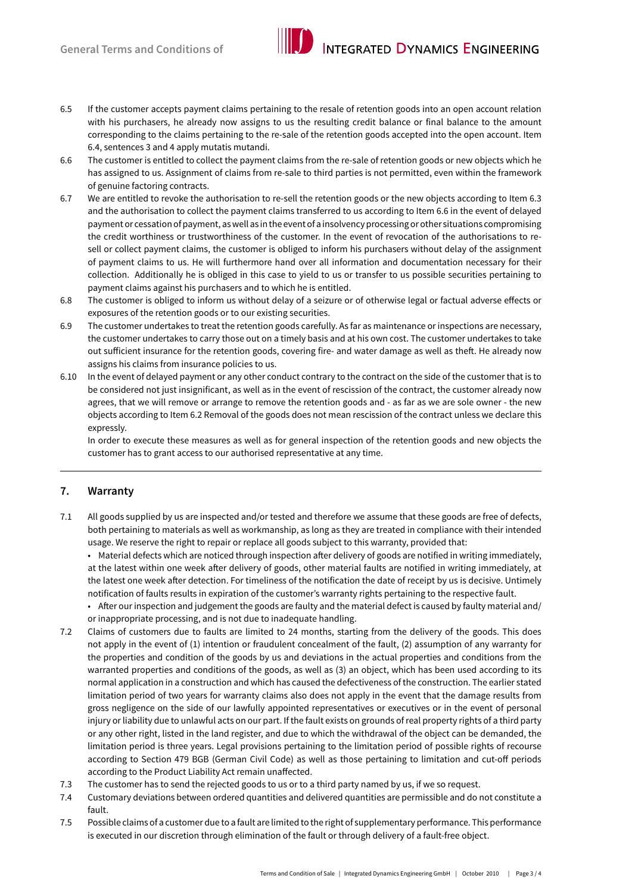6.5 If the customer accepts payment claims pertaining to the resale of retention goods into an open account relation with his purchasers, he already now assigns to us the resulting credit balance or final balance to the amount corresponding to the claims pertaining to the re-sale of the retention goods accepted into the open account. Item 6.4, sentences 3 and 4 apply mutatis mutandi.

6.6 The customer is entitled to collect the payment claims from the re-sale of retention goods or new objects which he has assigned to us. Assignment of claims from re-sale to third parties is not permitted, even within the framework of genuine factoring contracts.

6.7 We are entitled to revoke the authorisation to re-sell the retention goods or the new objects according to Item 6.3 and the authorisation to collect the payment claims transferred to us according to Item 6.6 in the event of delayed payment or cessation of payment, as well as in the event of a insolvency processing or other situations compromising the credit worthiness or trustworthiness of the customer. In the event of revocation of the authorisations to re-sell or collect payment claims, the customer is obliged to inform his purchasers without delay of the assignment of payment claims to us. He will furthermore hand over all information and documentation necessary for their collection. Additionally he is obliged in this case to yield to us or transfer to us possible securities pertaining to payment claims against his purchasers and to which he is entitled.

6.8 The customer is obliged to inform us without delay of a seizure or of otherwise legal or factual adverse effects or exposures of the retention goods or to our existing securities.

6.9 The customer undertakes to treat the retention goods carefully. As far as maintenance or inspections are necessary, the customer undertakes to carry those out on a timely basis and at his own cost. The customer undertakes to take out sufficient insurance for the retention goods, covering fire- and water damage as well as theft. He already now assigns his claims from insurance policies to us.

6.10 In the event of delayed payment or any other conduct contrary to the contract on the side of the customer that is to be considered not just insignificant, as well as in the event of rescission of the contract, the customer already now agrees, that we will remove or arrange to remove the retention goods and - as far as we are sole owner - the new objects according to Item 6.2 Removal of the goods does not mean rescission of the contract unless we declare this expressly.

In order to execute these measures as well as for general inspection of the retention goods and new objects the customer has to grant access to our authorised representative at any time.

## 7. Warranty

7.1 All goods supplied by us are inspected and/or tested and therefore we assume that these goods are free of defects, both pertaining to materials as well as workmanship, as long as they are treated in compliance with their intended usage. We reserve the right to repair or replace all goods subject to this warranty, provided that:

- Material defects which are noticed through inspection after delivery of goods are notified in writing immediately, at the latest within one week after delivery of goods, other material faults are notified in writing immediately, at the latest one week after detection. For timeliness of the notification the date of receipt by us is decisive. Untimely notification of faults results in expiration of the customer's warranty rights pertaining to the respective fault.
- After our inspection and judgement the goods are faulty and the material defect is caused by faulty material and/or inappropriate processing, and is not due to inadequate handling.

7.2 Claims of customers due to faults are limited to 24 months, starting from the delivery of the goods. This does not apply in the event of (1) intention or fraudulent concealment of the fault, (2) assumption of any warranty for the properties and condition of the goods by us and deviations in the actual properties and conditions from the warranted properties and conditions of the goods, as well as (3) an object, which has been used according to its normal application in a construction and which has caused the defectiveness of the construction. The earlier stated limitation period of two years for warranty claims also does not apply in the event that the damage results from gross negligence on the side of our lawfully appointed representatives or executives or in the event of personal injury or liability due to unlawful acts on our part. If the fault exists on grounds of real property rights of a third party or any other right, listed in the land register, and due to which the withdrawal of the object can be demanded, the limitation period is three years. Legal provisions pertaining to the limitation period of possible rights of recourse according to Section 479 BGB (German Civil Code) as well as those pertaining to limitation and cut-off periods according to the Product Liability Act remain unaffected.

7.3 The customer has to send the rejected goods to us or to a third party named by us, if we so request.

7.4 Customary deviations between ordered quantities and delivered quantities are permissible and do not constitute a fault.

7.5 Possible claims of a customer due to a fault are limited to the right of supplementary performance. This performance is executed in our discretion through elimination of the fault or through delivery of a fault-free object.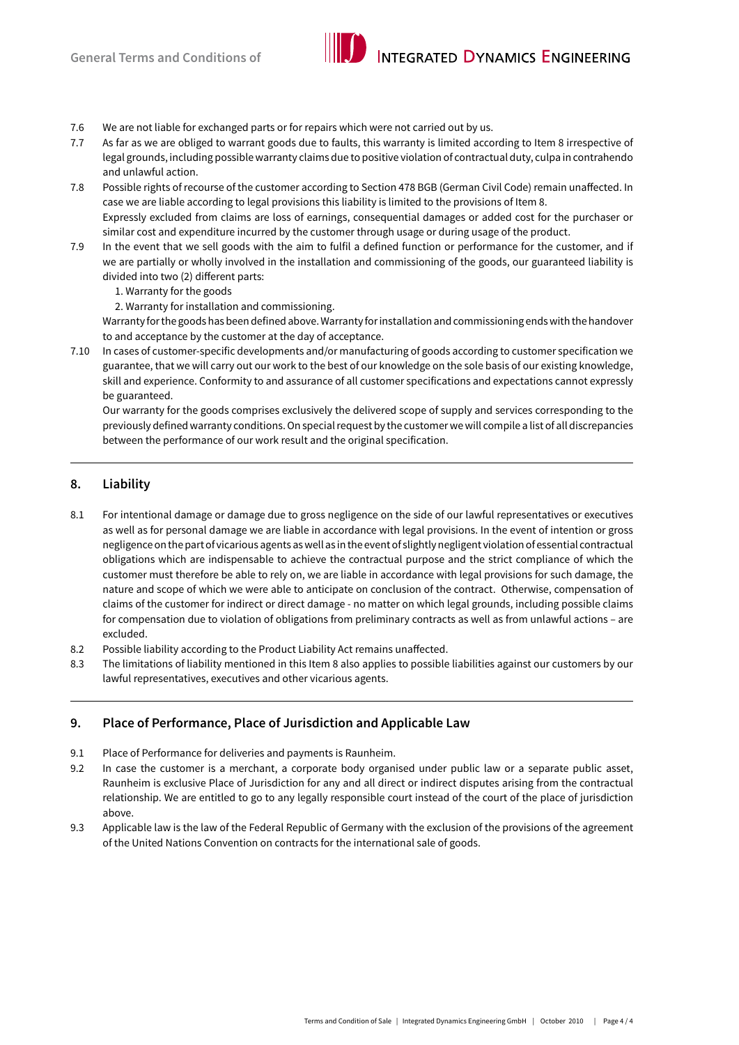7.6 We are not liable for exchanged parts or for repairs which were not carried out by us.

7.7 As far as we are obliged to warrant goods due to faults, this warranty is limited according to Item 8 irrespective of legal grounds, including possible warranty claims due to positive violation of contractual duty, culpa in contrahendo and unlawful action.

7.8 Possible rights of recourse of the customer according to Section 478 BGB (German Civil Code) remain unaffected. In case we are liable according to legal provisions this liability is limited to the provisions of Item 8.
Expressly excluded from claims are loss of earnings, consequential damages or added cost for the purchaser or similar cost and expenditure incurred by the customer through usage or during usage of the product.

7.9 In the event that we sell goods with the aim to fulfil a defined function or performance for the customer, and if we are partially or wholly involved in the installation and commissioning of the goods, our guaranteed liability is divided into two (2) different parts:

1. Warranty for the goods
2. Warranty for installation and commissioning.

Warranty for the goods has been defined above. Warranty for installation and commissioning ends with the handover to and acceptance by the customer at the day of acceptance.

7.10 In cases of customer-specific developments and/or manufacturing of goods according to customer specification we guarantee, that we will carry out our work to the best of our knowledge on the sole basis of our existing knowledge, skill and experience. Conformity to and assurance of all customer specifications and expectations cannot expressly be guaranteed.
Our warranty for the goods comprises exclusively the delivered scope of supply and services corresponding to the previously defined warranty conditions. On special request by the customer we will compile a list of all discrepancies between the performance of our work result and the original specification.

## 8. Liability

8.1 For intentional damage or damage due to gross negligence on the side of our lawful representatives or executives as well as for personal damage we are liable in accordance with legal provisions. In the event of intention or gross negligence on the part of vicarious agents as well as in the event of slightly negligent violation of essential contractual obligations which are indispensable to achieve the contractual purpose and the strict compliance of which the customer must therefore be able to rely on, we are liable in accordance with legal provisions for such damage, the nature and scope of which we were able to anticipate on conclusion of the contract. Otherwise, compensation of claims of the customer for indirect or direct damage - no matter on which legal grounds, including possible claims for compensation due to violation of obligations from preliminary contracts as well as from unlawful actions – are excluded.

8.2 Possible liability according to the Product Liability Act remains unaffected.

8.3 The limitations of liability mentioned in this Item 8 also applies to possible liabilities against our customers by our lawful representatives, executives and other vicarious agents.

## 9. Place of Performance, Place of Jurisdiction and Applicable Law

9.1 Place of Performance for deliveries and payments is Raunheim.

9.2 In case the customer is a merchant, a corporate body organised under public law or a separate public asset, Raunheim is exclusive Place of Jurisdiction for any and all direct or indirect disputes arising from the contractual relationship. We are entitled to go to any legally responsible court instead of the court of the place of jurisdiction above.

9.3 Applicable law is the law of the Federal Republic of Germany with the exclusion of the provisions of the agreement of the United Nations Convention on contracts for the international sale of goods.